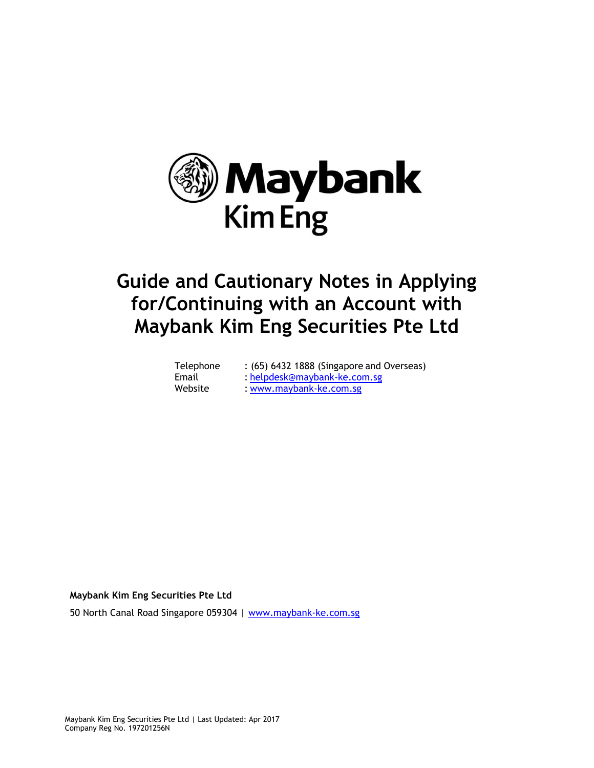Maybank
Kim Eng

# Guide and Cautionary Notes in Applying for/Continuing with an Account with Maybank Kim Eng Securities Pte Ltd

| | |
|---|---|
| Telephone | : (65) 6432 1888 (Singapore and Overseas) |
| Email | : helpdesk@maybank-ke.com.sg |
| Website | : www.maybank-ke.com.sg |

**Maybank Kim Eng Securities Pte Ltd**

50 North Canal Road Singapore 059304 | www.maybank-ke.com.sg

Maybank Kim Eng Securities Pte Ltd | Last Updated: Apr 2017
Company Reg No. 197201256N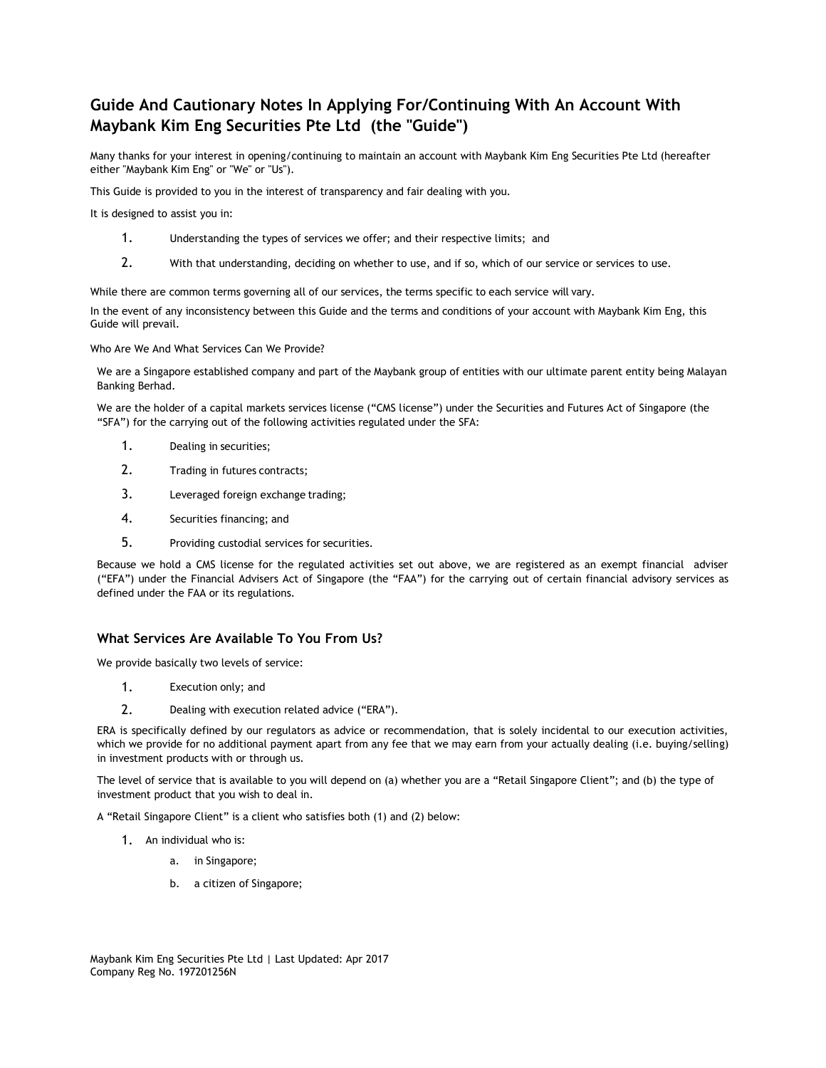# Guide And Cautionary Notes In Applying For/Continuing With An Account With Maybank Kim Eng Securities Pte Ltd (the "Guide")

Many thanks for your interest in opening/continuing to maintain an account with Maybank Kim Eng Securities Pte Ltd (hereafter either "Maybank Kim Eng" or "We" or "Us").

This Guide is provided to you in the interest of transparency and fair dealing with you.

It is designed to assist you in:

1. Understanding the types of services we offer; and their respective limits; and
2. With that understanding, deciding on whether to use, and if so, which of our service or services to use.

While there are common terms governing all of our services, the terms specific to each service will vary.

In the event of any inconsistency between this Guide and the terms and conditions of your account with Maybank Kim Eng, this Guide will prevail.

Who Are We And What Services Can We Provide?

We are a Singapore established company and part of the Maybank group of entities with our ultimate parent entity being Malayan Banking Berhad.

We are the holder of a capital markets services license ("CMS license") under the Securities and Futures Act of Singapore (the "SFA") for the carrying out of the following activities regulated under the SFA:

1. Dealing in securities;
2. Trading in futures contracts;
3. Leveraged foreign exchange trading;
4. Securities financing; and
5. Providing custodial services for securities.

Because we hold a CMS license for the regulated activities set out above, we are registered as an exempt financial adviser ("EFA") under the Financial Advisers Act of Singapore (the "FAA") for the carrying out of certain financial advisory services as defined under the FAA or its regulations.

## What Services Are Available To You From Us?

We provide basically two levels of service:

1. Execution only; and
2. Dealing with execution related advice ("ERA").

ERA is specifically defined by our regulators as advice or recommendation, that is solely incidental to our execution activities, which we provide for no additional payment apart from any fee that we may earn from your actually dealing (i.e. buying/selling) in investment products with or through us.

The level of service that is available to you will depend on (a) whether you are a "Retail Singapore Client"; and (b) the type of investment product that you wish to deal in.

A "Retail Singapore Client" is a client who satisfies both (1) and (2) below:

1. An individual who is:
   a. in Singapore;
   b. a citizen of Singapore;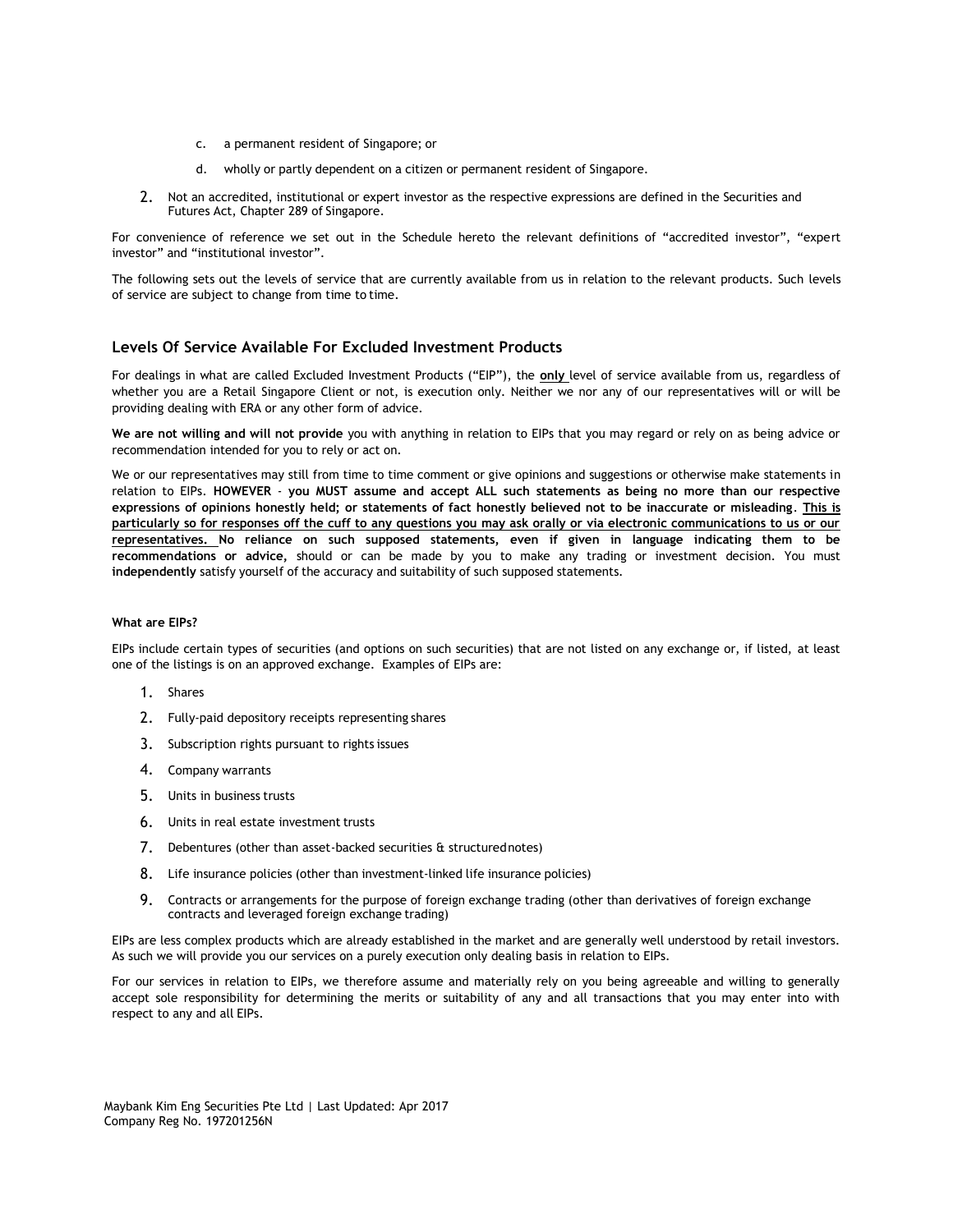c. a permanent resident of Singapore; or

d. wholly or partly dependent on a citizen or permanent resident of Singapore.

2. Not an accredited, institutional or expert investor as the respective expressions are defined in the Securities and Futures Act, Chapter 289 of Singapore.

For convenience of reference we set out in the Schedule hereto the relevant definitions of "accredited investor", "expert investor" and "institutional investor".

The following sets out the levels of service that are currently available from us in relation to the relevant products. Such levels of service are subject to change from time to time.

## Levels Of Service Available For Excluded Investment Products

For dealings in what are called Excluded Investment Products ("EIP"), the **only** level of service available from us, regardless of whether you are a Retail Singapore Client or not, is execution only. Neither we nor any of our representatives will or will be providing dealing with ERA or any other form of advice.

**We are not willing and will not provide** you with anything in relation to EIPs that you may regard or rely on as being advice or recommendation intended for you to rely or act on.

We or our representatives may still from time to time comment or give opinions and suggestions or otherwise make statements in relation to EIPs. **HOWEVER - you MUST assume and accept ALL such statements as being no more than our respective expressions of opinions honestly held; or statements of fact honestly believed not to be inaccurate or misleading. This is particularly so for responses off the cuff to any questions you may ask orally or via electronic communications to us or our representatives. No reliance on such supposed statements, even if given in language indicating them to be recommendations or advice,** should or can be made by you to make any trading or investment decision. You must **independently** satisfy yourself of the accuracy and suitability of such supposed statements.

**What are EIPs?**

EIPs include certain types of securities (and options on such securities) that are not listed on any exchange or, if listed, at least one of the listings is on an approved exchange. Examples of EIPs are:

1. Shares
2. Fully-paid depository receipts representing shares
3. Subscription rights pursuant to rights issues
4. Company warrants
5. Units in business trusts
6. Units in real estate investment trusts
7. Debentures (other than asset-backed securities & structured notes)
8. Life insurance policies (other than investment-linked life insurance policies)
9. Contracts or arrangements for the purpose of foreign exchange trading (other than derivatives of foreign exchange contracts and leveraged foreign exchange trading)

EIPs are less complex products which are already established in the market and are generally well understood by retail investors. As such we will provide you our services on a purely execution only dealing basis in relation to EIPs.

For our services in relation to EIPs, we therefore assume and materially rely on you being agreeable and willing to generally accept sole responsibility for determining the merits or suitability of any and all transactions that you may enter into with respect to any and all EIPs.

Maybank Kim Eng Securities Pte Ltd | Last Updated: Apr 2017
Company Reg No. 197201256N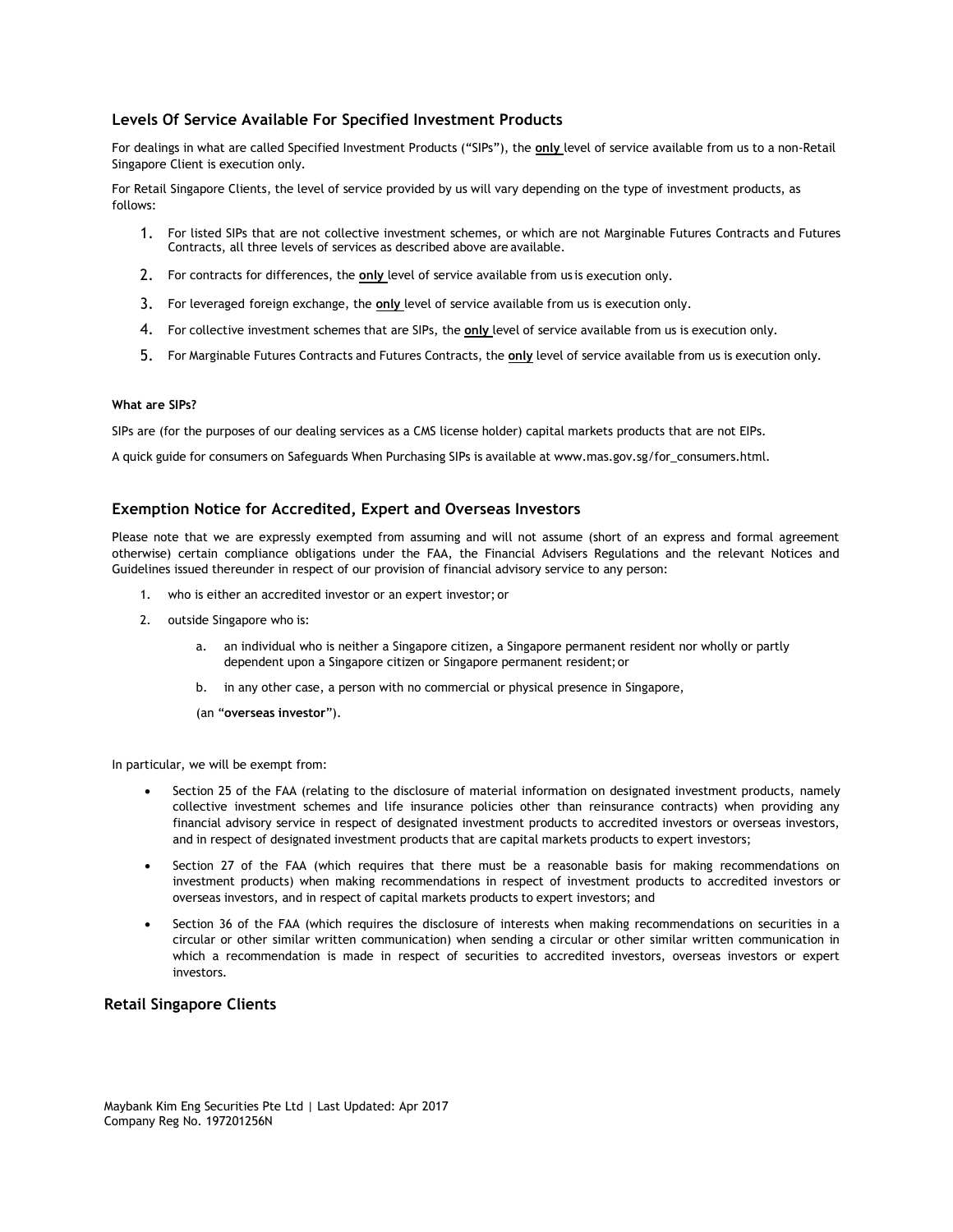### Levels Of Service Available For Specified Investment Products

For dealings in what are called Specified Investment Products ("SIPs"), the **only** level of service available from us to a non-Retail Singapore Client is execution only.

For Retail Singapore Clients, the level of service provided by us will vary depending on the type of investment products, as follows:

1. For listed SIPs that are not collective investment schemes, or which are not Marginable Futures Contracts and Futures Contracts, all three levels of services as described above are available.
2. For contracts for differences, the **only** level of service available from us is execution only.
3. For leveraged foreign exchange, the **only** level of service available from us is execution only.
4. For collective investment schemes that are SIPs, the **only** level of service available from us is execution only.
5. For Marginable Futures Contracts and Futures Contracts, the **only** level of service available from us is execution only.

**What are SIPs?**

SIPs are (for the purposes of our dealing services as a CMS license holder) capital markets products that are not EIPs.

A quick guide for consumers on Safeguards When Purchasing SIPs is available at www.mas.gov.sg/for_consumers.html.

### Exemption Notice for Accredited, Expert and Overseas Investors

Please note that we are expressly exempted from assuming and will not assume (short of an express and formal agreement otherwise) certain compliance obligations under the FAA, the Financial Advisers Regulations and the relevant Notices and Guidelines issued thereunder in respect of our provision of financial advisory service to any person:

1. who is either an accredited investor or an expert investor; or
2. outside Singapore who is:
   a. an individual who is neither a Singapore citizen, a Singapore permanent resident nor wholly or partly dependent upon a Singapore citizen or Singapore permanent resident; or
   b. in any other case, a person with no commercial or physical presence in Singapore,

   (an "**overseas investor**").

In particular, we will be exempt from:

- Section 25 of the FAA (relating to the disclosure of material information on designated investment products, namely collective investment schemes and life insurance policies other than reinsurance contracts) when providing any financial advisory service in respect of designated investment products to accredited investors or overseas investors, and in respect of designated investment products that are capital markets products to expert investors;
- Section 27 of the FAA (which requires that there must be a reasonable basis for making recommendations on investment products) when making recommendations in respect of investment products to accredited investors or overseas investors, and in respect of capital markets products to expert investors; and
- Section 36 of the FAA (which requires the disclosure of interests when making recommendations on securities in a circular or other similar written communication) when sending a circular or other similar written communication in which a recommendation is made in respect of securities to accredited investors, overseas investors or expert investors.

### Retail Singapore Clients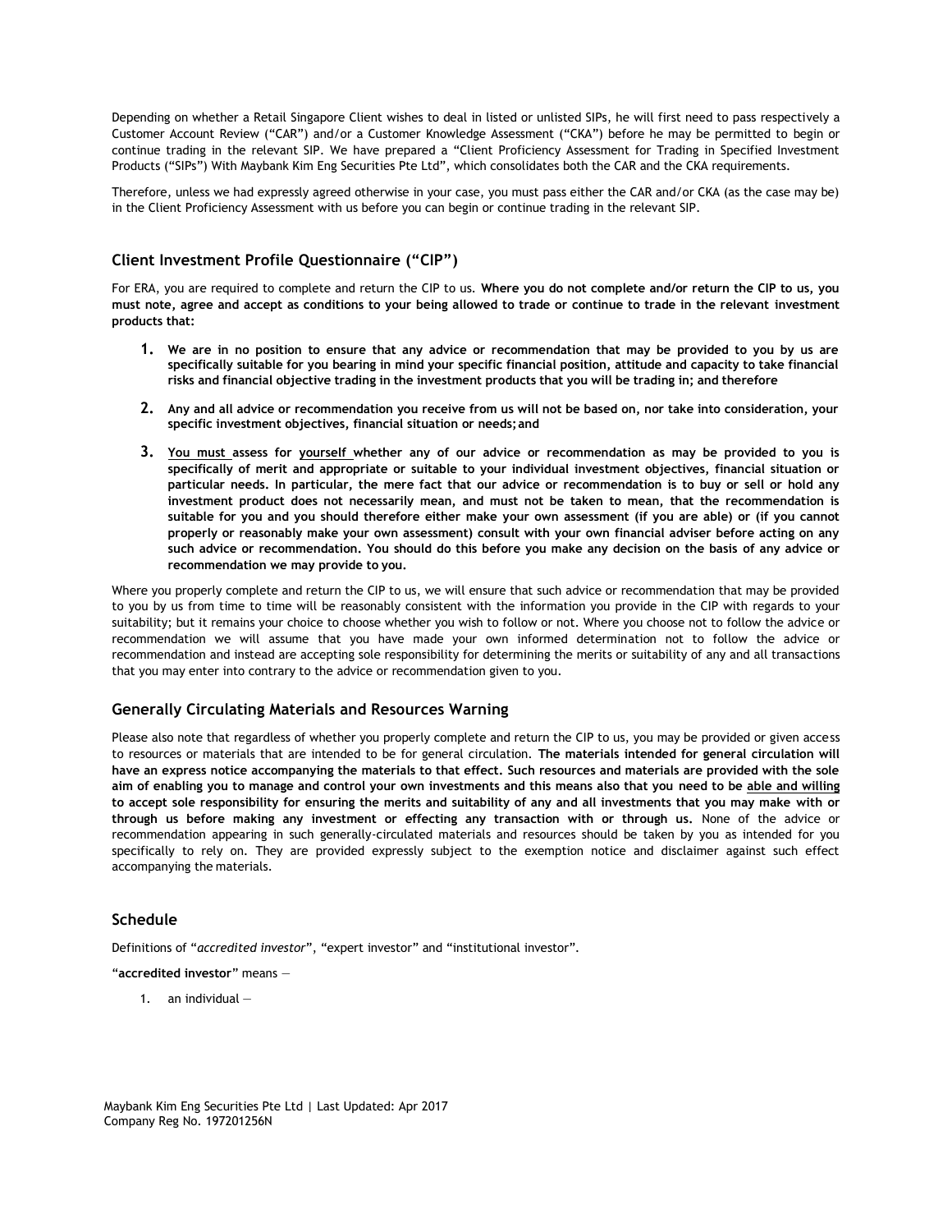Depending on whether a Retail Singapore Client wishes to deal in listed or unlisted SIPs, he will first need to pass respectively a Customer Account Review ("CAR") and/or a Customer Knowledge Assessment ("CKA") before he may be permitted to begin or continue trading in the relevant SIP. We have prepared a "Client Proficiency Assessment for Trading in Specified Investment Products ("SIPs") With Maybank Kim Eng Securities Pte Ltd", which consolidates both the CAR and the CKA requirements.

Therefore, unless we had expressly agreed otherwise in your case, you must pass either the CAR and/or CKA (as the case may be) in the Client Proficiency Assessment with us before you can begin or continue trading in the relevant SIP.

## Client Investment Profile Questionnaire ("CIP")

For ERA, you are required to complete and return the CIP to us. **Where you do not complete and/or return the CIP to us, you must note, agree and accept as conditions to your being allowed to trade or continue to trade in the relevant investment products that:**

1. **We are in no position to ensure that any advice or recommendation that may be provided to you by us are specifically suitable for you bearing in mind your specific financial position, attitude and capacity to take financial risks and financial objective trading in the investment products that you will be trading in; and therefore**
2. **Any and all advice or recommendation you receive from us will not be based on, nor take into consideration, your specific investment objectives, financial situation or needs; and**
3. **<u>You must</u> assess for <u>yourself</u> whether any of our advice or recommendation as may be provided to you is specifically of merit and appropriate or suitable to your individual investment objectives, financial situation or particular needs. In particular, the mere fact that our advice or recommendation is to buy or sell or hold any investment product does not necessarily mean, and must not be taken to mean, that the recommendation is suitable for you and you should therefore either make your own assessment (if you are able) or (if you cannot properly or reasonably make your own assessment) consult with your own financial adviser before acting on any such advice or recommendation. You should do this before you make any decision on the basis of any advice or recommendation we may provide to you.**

Where you properly complete and return the CIP to us, we will ensure that such advice or recommendation that may be provided to you by us from time to time will be reasonably consistent with the information you provide in the CIP with regards to your suitability; but it remains your choice to choose whether you wish to follow or not. Where you choose not to follow the advice or recommendation we will assume that you have made your own informed determination not to follow the advice or recommendation and instead are accepting sole responsibility for determining the merits or suitability of any and all transactions that you may enter into contrary to the advice or recommendation given to you.

## Generally Circulating Materials and Resources Warning

Please also note that regardless of whether you properly complete and return the CIP to us, you may be provided or given access to resources or materials that are intended to be for general circulation. **The materials intended for general circulation will have an express notice accompanying the materials to that effect. Such resources and materials are provided with the sole aim of enabling you to manage and control your own investments and this means also that you need to be <u>able and willing</u> to accept sole responsibility for ensuring the merits and suitability of any and all investments that you may make with or through us before making any investment or effecting any transaction with or through us.** None of the advice or recommendation appearing in such generally-circulated materials and resources should be taken by you as intended for you specifically to rely on. They are provided expressly subject to the exemption notice and disclaimer against such effect accompanying the materials.

## Schedule

Definitions of "*accredited investor*", "expert investor" and "institutional investor".

"**accredited investor**" means —

1. an individual —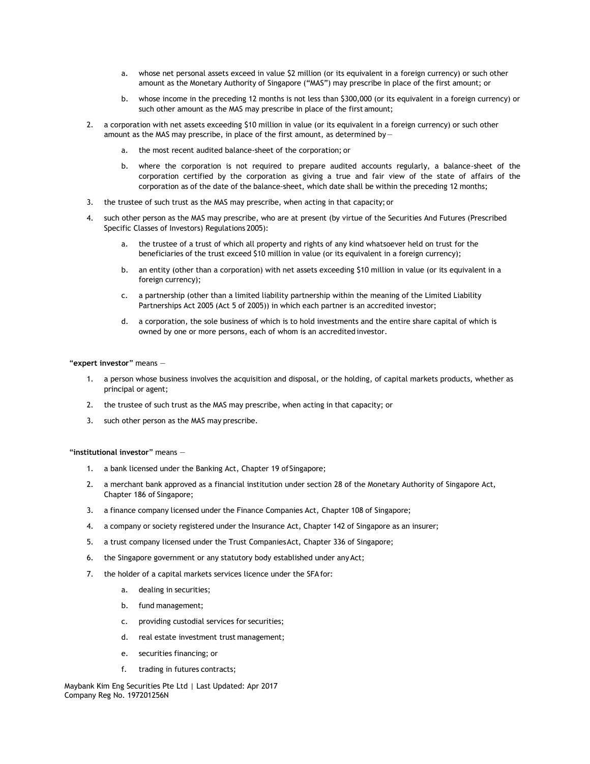a. whose net personal assets exceed in value $2 million (or its equivalent in a foreign currency) or such other amount as the Monetary Authority of Singapore ("MAS") may prescribe in place of the first amount; or

   b. whose income in the preceding 12 months is not less than $300,000 (or its equivalent in a foreign currency) or such other amount as the MAS may prescribe in place of the first amount;

2. a corporation with net assets exceeding $10 million in value (or its equivalent in a foreign currency) or such other amount as the MAS may prescribe, in place of the first amount, as determined by—

   a. the most recent audited balance-sheet of the corporation; or

   b. where the corporation is not required to prepare audited accounts regularly, a balance-sheet of the corporation certified by the corporation as giving a true and fair view of the state of affairs of the corporation as of the date of the balance-sheet, which date shall be within the preceding 12 months;

3. the trustee of such trust as the MAS may prescribe, when acting in that capacity; or

4. such other person as the MAS may prescribe, who are at present (by virtue of the Securities And Futures (Prescribed Specific Classes of Investors) Regulations 2005):

   a. the trustee of a trust of which all property and rights of any kind whatsoever held on trust for the beneficiaries of the trust exceed $10 million in value (or its equivalent in a foreign currency);

   b. an entity (other than a corporation) with net assets exceeding $10 million in value (or its equivalent in a foreign currency);

   c. a partnership (other than a limited liability partnership within the meaning of the Limited Liability Partnerships Act 2005 (Act 5 of 2005)) in which each partner is an accredited investor;

   d. a corporation, the sole business of which is to hold investments and the entire share capital of which is owned by one or more persons, each of whom is an accredited investor.

"**expert investor**" means —

1. a person whose business involves the acquisition and disposal, or the holding, of capital markets products, whether as principal or agent;
2. the trustee of such trust as the MAS may prescribe, when acting in that capacity; or
3. such other person as the MAS may prescribe.

"**institutional investor**" means —

1. a bank licensed under the Banking Act, Chapter 19 of Singapore;
2. a merchant bank approved as a financial institution under section 28 of the Monetary Authority of Singapore Act, Chapter 186 of Singapore;
3. a finance company licensed under the Finance Companies Act, Chapter 108 of Singapore;
4. a company or society registered under the Insurance Act, Chapter 142 of Singapore as an insurer;
5. a trust company licensed under the Trust Companies Act, Chapter 336 of Singapore;
6. the Singapore government or any statutory body established under any Act;
7. the holder of a capital markets services licence under the SFA for:

   a. dealing in securities;

   b. fund management;

   c. providing custodial services for securities;

   d. real estate investment trust management;

   e. securities financing; or

   f. trading in futures contracts;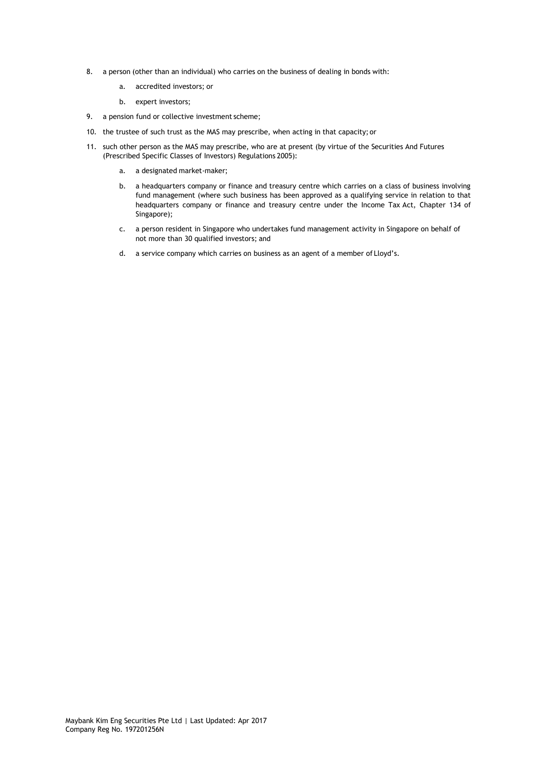8. a person (other than an individual) who carries on the business of dealing in bonds with:

    a. accredited investors; or

    b. expert investors;

9. a pension fund or collective investment scheme;

10. the trustee of such trust as the MAS may prescribe, when acting in that capacity; or

11. such other person as the MAS may prescribe, who are at present (by virtue of the Securities And Futures (Prescribed Specific Classes of Investors) Regulations 2005):

    a. a designated market-maker;

    b. a headquarters company or finance and treasury centre which carries on a class of business involving fund management (where such business has been approved as a qualifying service in relation to that headquarters company or finance and treasury centre under the Income Tax Act, Chapter 134 of Singapore);

    c. a person resident in Singapore who undertakes fund management activity in Singapore on behalf of not more than 30 qualified investors; and

    d. a service company which carries on business as an agent of a member of Lloyd's.